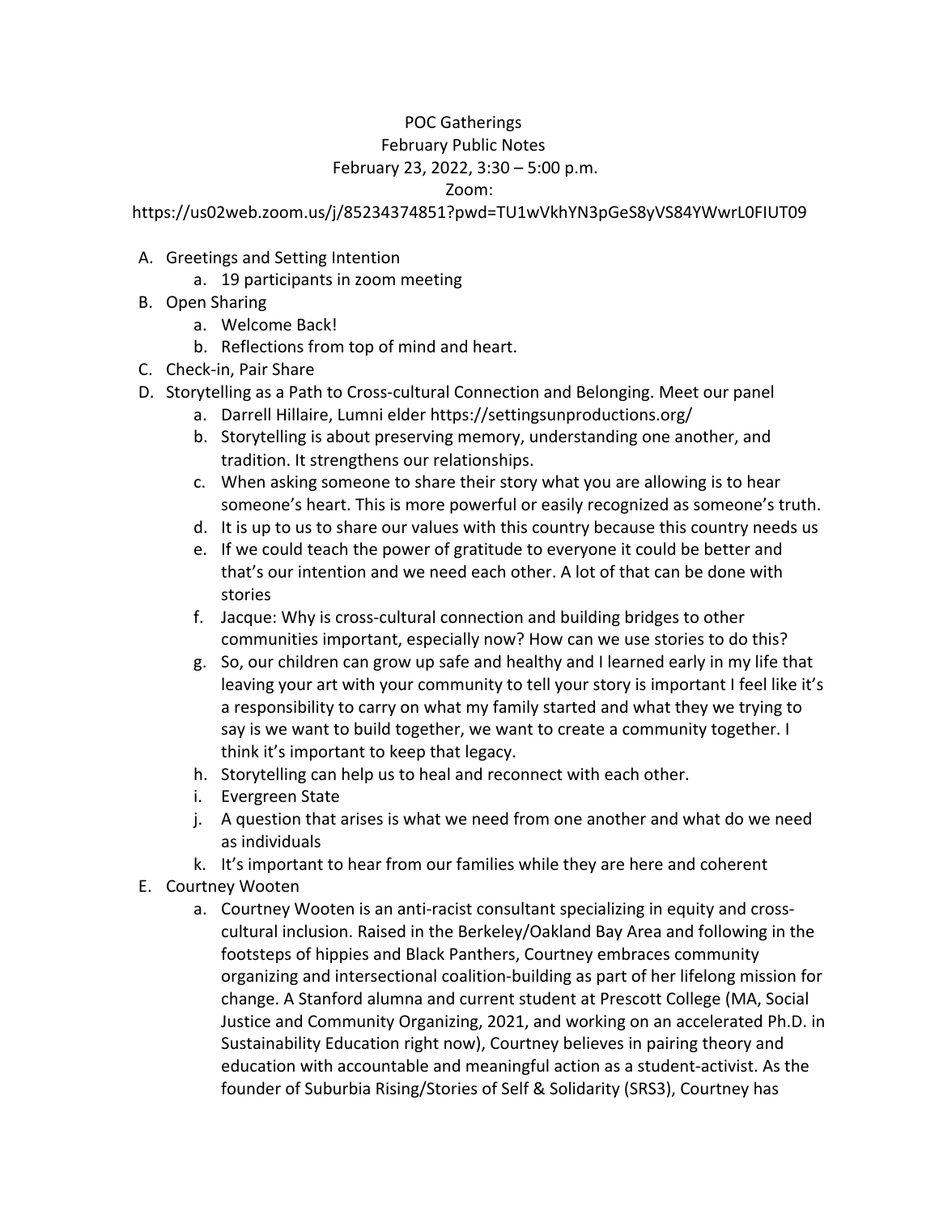POC Gatherings
February Public Notes
February 23, 2022, 3:30 – 5:00 p.m.
Zoom:
https://us02web.zoom.us/j/85234374851?pwd=TU1wVkhYN3pGeS8yVS84YWwrL0FIUT09

A. Greetings and Setting Intention
    a. 19 participants in zoom meeting
B. Open Sharing
    a. Welcome Back!
    b. Reflections from top of mind and heart.
C. Check-in, Pair Share
D. Storytelling as a Path to Cross-cultural Connection and Belonging. Meet our panel
    a. Darrell Hillaire, Lumni elder https://settingsunproductions.org/
    b. Storytelling is about preserving memory, understanding one another, and tradition. It strengthens our relationships.
    c. When asking someone to share their story what you are allowing is to hear someone's heart. This is more powerful or easily recognized as someone's truth.
    d. It is up to us to share our values with this country because this country needs us
    e. If we could teach the power of gratitude to everyone it could be better and that's our intention and we need each other. A lot of that can be done with stories
    f. Jacque: Why is cross-cultural connection and building bridges to other communities important, especially now? How can we use stories to do this?
    g. So, our children can grow up safe and healthy and I learned early in my life that leaving your art with your community to tell your story is important I feel like it's a responsibility to carry on what my family started and what they we trying to say is we want to build together, we want to create a community together. I think it's important to keep that legacy.
    h. Storytelling can help us to heal and reconnect with each other.
    i. Evergreen State
    j. A question that arises is what we need from one another and what do we need as individuals
    k. It's important to hear from our families while they are here and coherent
E. Courtney Wooten
    a. Courtney Wooten is an anti-racist consultant specializing in equity and cross-cultural inclusion. Raised in the Berkeley/Oakland Bay Area and following in the footsteps of hippies and Black Panthers, Courtney embraces community organizing and intersectional coalition-building as part of her lifelong mission for change. A Stanford alumna and current student at Prescott College (MA, Social Justice and Community Organizing, 2021, and working on an accelerated Ph.D. in Sustainability Education right now), Courtney believes in pairing theory and education with accountable and meaningful action as a student-activist. As the founder of Suburbia Rising/Stories of Self & Solidarity (SRS3), Courtney has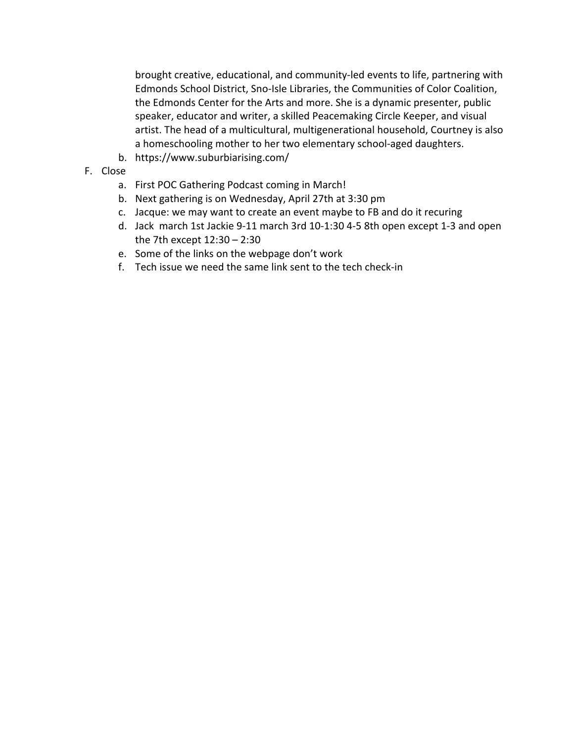brought creative, educational, and community-led events to life, partnering with Edmonds School District, Sno-Isle Libraries, the Communities of Color Coalition, the Edmonds Center for the Arts and more. She is a dynamic presenter, public speaker, educator and writer, a skilled Peacemaking Circle Keeper, and visual artist. The head of a multicultural, multigenerational household, Courtney is also a homeschooling mother to her two elementary school-aged daughters.

b. https://www.suburbiarising.com/

F. Close

a. First POC Gathering Podcast coming in March!

b. Next gathering is on Wednesday, April 27th at 3:30 pm

c. Jacque: we may want to create an event maybe to FB and do it recuring

d. Jack march 1st Jackie 9-11 march 3rd 10-1:30 4-5 8th open except 1-3 and open the 7th except 12:30 – 2:30

e. Some of the links on the webpage don't work

f. Tech issue we need the same link sent to the tech check-in